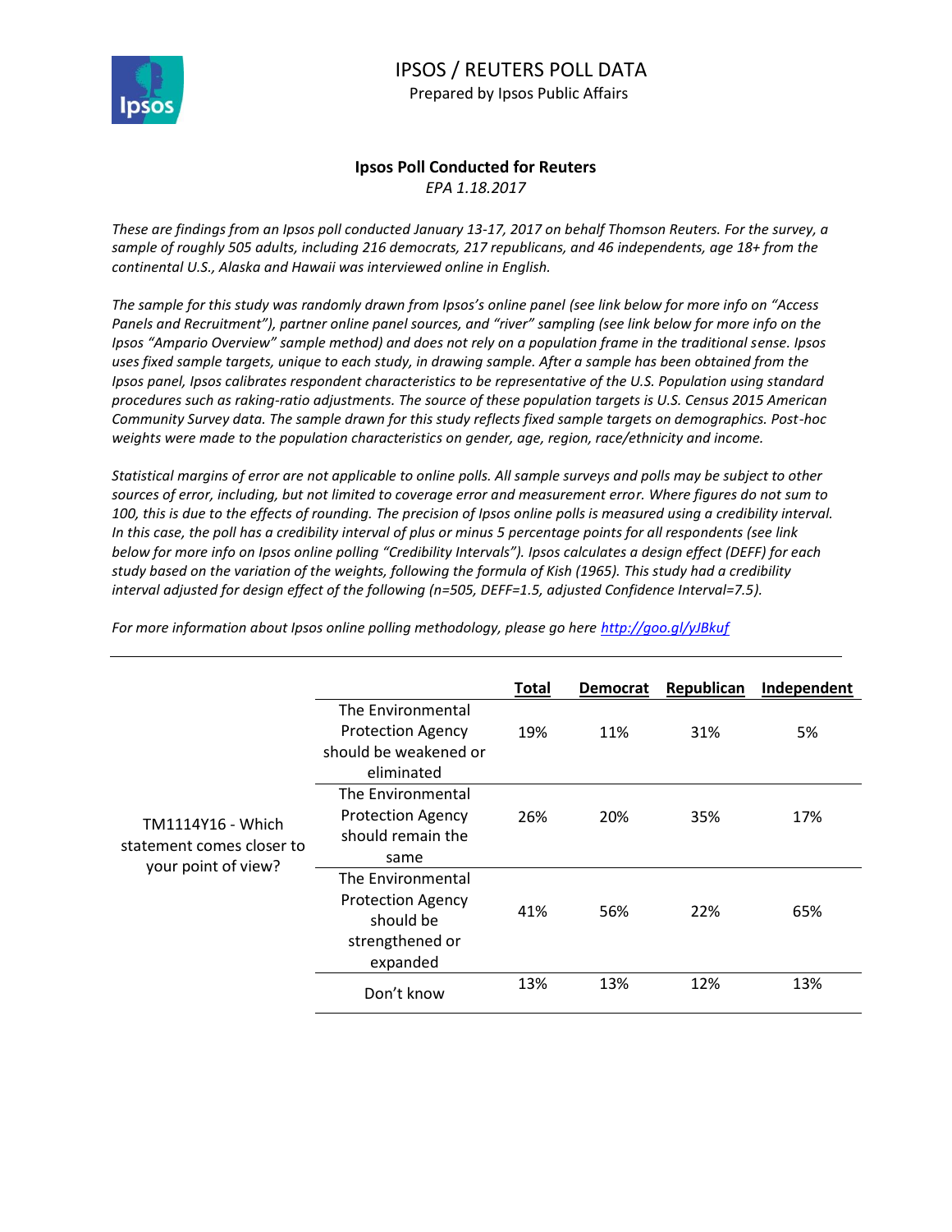# IPSOS / REUTERS POLL DATA

Prepared by Ipsos Public Affairs

**Ipsos Poll Conducted for Reuters**

*EPA 1.18.2017*

*These are findings from an Ipsos poll conducted January 13-17, 2017 on behalf Thomson Reuters. For the survey, a sample of roughly 505 adults, including 216 democrats, 217 republicans, and 46 independents, age 18+ from the continental U.S., Alaska and Hawaii was interviewed online in English.*

*The sample for this study was randomly drawn from Ipsos's online panel (see link below for more info on "Access Panels and Recruitment"), partner online panel sources, and "river" sampling (see link below for more info on the Ipsos "Ampario Overview" sample method) and does not rely on a population frame in the traditional sense. Ipsos uses fixed sample targets, unique to each study, in drawing sample. After a sample has been obtained from the Ipsos panel, Ipsos calibrates respondent characteristics to be representative of the U.S. Population using standard procedures such as raking-ratio adjustments. The source of these population targets is U.S. Census 2015 American Community Survey data. The sample drawn for this study reflects fixed sample targets on demographics. Post-hoc weights were made to the population characteristics on gender, age, region, race/ethnicity and income.*

*Statistical margins of error are not applicable to online polls. All sample surveys and polls may be subject to other sources of error, including, but not limited to coverage error and measurement error. Where figures do not sum to 100, this is due to the effects of rounding. The precision of Ipsos online polls is measured using a credibility interval. In this case, the poll has a credibility interval of plus or minus 5 percentage points for all respondents (see link below for more info on Ipsos online polling "Credibility Intervals"). Ipsos calculates a design effect (DEFF) for each study based on the variation of the weights, following the formula of Kish (1965). This study had a credibility interval adjusted for design effect of the following (n=505, DEFF=1.5, adjusted Confidence Interval=7.5).*

*For more information about Ipsos online polling methodology, please go here [http://goo.gl/yJBkuf](http://goo.gl/yJBkuf)*

| | | Total | Democrat | Republican | Independent |
|---|---|---|---|---|---|
| TM1114Y16 - Which statement comes closer to your point of view? | The Environmental Protection Agency should be weakened or eliminated | 19% | 11% | 31% | 5% |
| | The Environmental Protection Agency should remain the same | 26% | 20% | 35% | 17% |
| | The Environmental Protection Agency should be strengthened or expanded | 41% | 56% | 22% | 65% |
| | Don't know | 13% | 13% | 12% | 13% |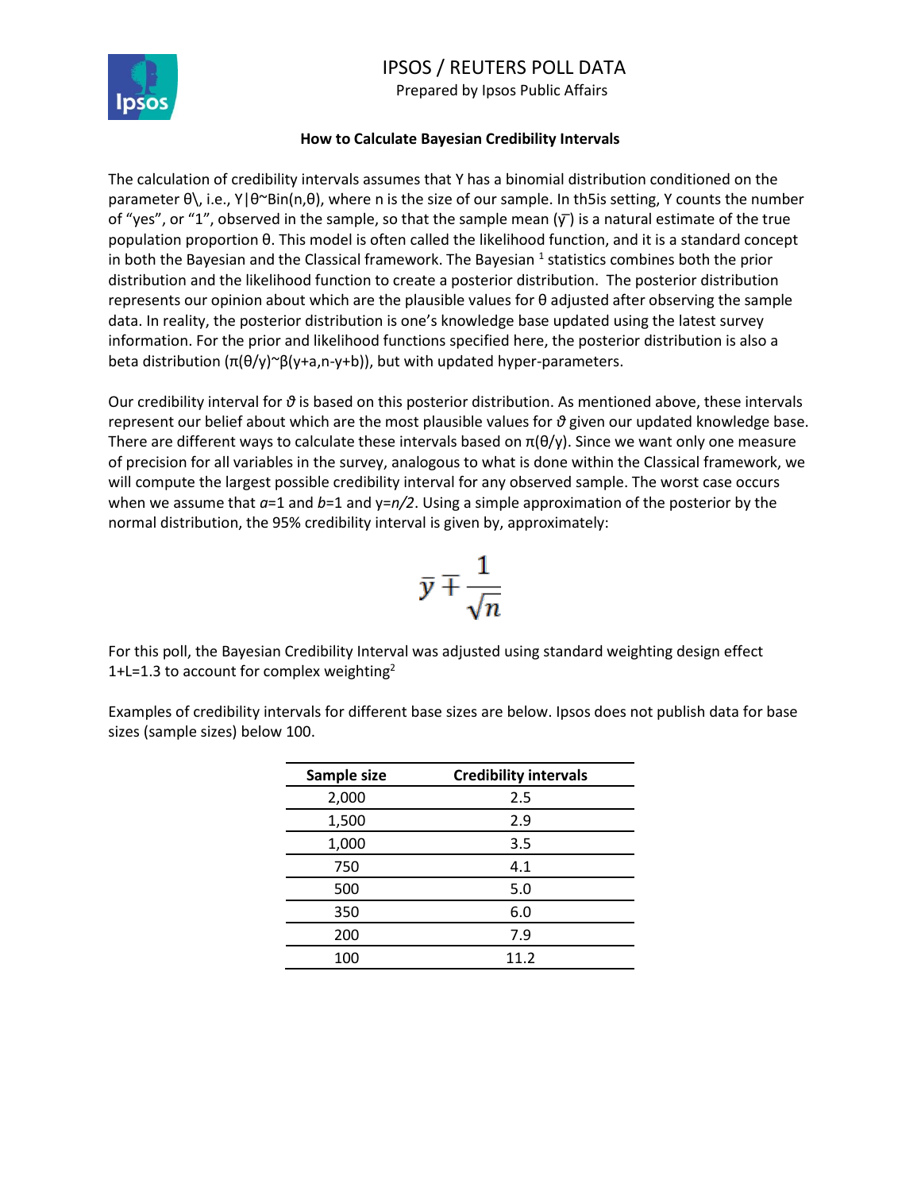# IPSOS / REUTERS POLL DATA

Prepared by Ipsos Public Affairs

**How to Calculate Bayesian Credibility Intervals**

The calculation of credibility intervals assumes that Y has a binomial distribution conditioned on the parameter θ\, i.e., Y|θ~Bin(n,θ), where n is the size of our sample. In th5is setting, Y counts the number of "yes", or "1", observed in the sample, so that the sample mean ($\bar{y}$) is a natural estimate of the true population proportion θ. This model is often called the likelihood function, and it is a standard concept in both the Bayesian and the Classical framework. The Bayesian [1] statistics combines both the prior distribution and the likelihood function to create a posterior distribution. The posterior distribution represents our opinion about which are the plausible values for θ adjusted after observing the sample data. In reality, the posterior distribution is one's knowledge base updated using the latest survey information. For the prior and likelihood functions specified here, the posterior distribution is also a beta distribution (π(θ/y)~β(y+a,n-y+b)), but with updated hyper-parameters.

Our credibility interval for $\vartheta$ is based on this posterior distribution. As mentioned above, these intervals represent our belief about which are the most plausible values for $\vartheta$ given our updated knowledge base. There are different ways to calculate these intervals based on π(θ/y). Since we want only one measure of precision for all variables in the survey, analogous to what is done within the Classical framework, we will compute the largest possible credibility interval for any observed sample. The worst case occurs when we assume that *a*=1 and *b*=1 and y=*n/2*. Using a simple approximation of the posterior by the normal distribution, the 95% credibility interval is given by, approximately:

$$\bar{y} \mp \frac{1}{\sqrt{n}}$$

For this poll, the Bayesian Credibility Interval was adjusted using standard weighting design effect 1+L=1.3 to account for complex weighting[2]

Examples of credibility intervals for different base sizes are below. Ipsos does not publish data for base sizes (sample sizes) below 100.

| Sample size | Credibility intervals |
|---|---|
| 2,000 | 2.5 |
| 1,500 | 2.9 |
| 1,000 | 3.5 |
| 750 | 4.1 |
| 500 | 5.0 |
| 350 | 6.0 |
| 200 | 7.9 |
| 100 | 11.2 |